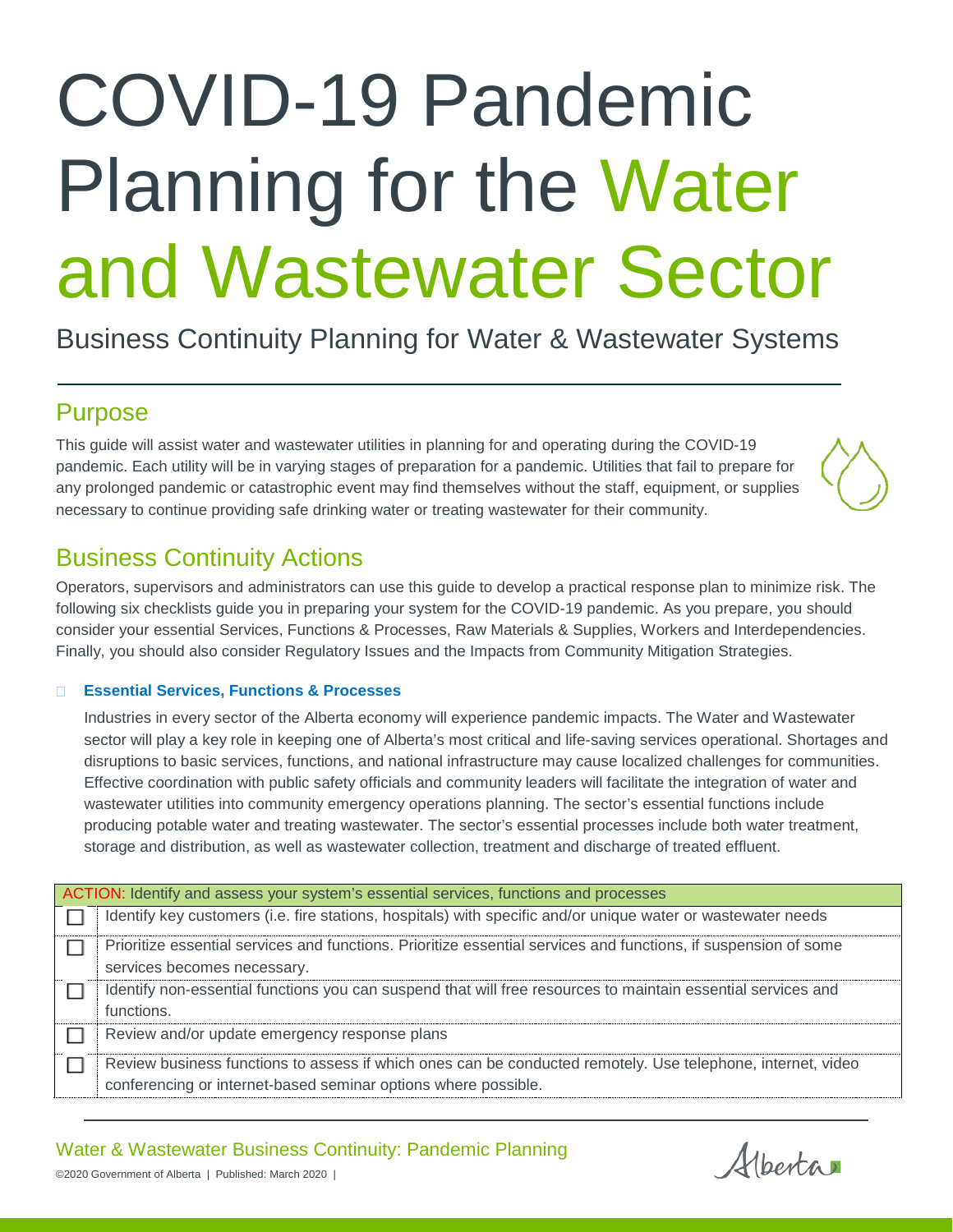# COVID-19 Pandemic Planning for the Water and Wastewater Sector

Business Continuity Planning for Water & Wastewater Systems

## Purpose

This guide will assist water and wastewater utilities in planning for and operating during the COVID-19 pandemic. Each utility will be in varying stages of preparation for a pandemic. Utilities that fail to prepare for any prolonged pandemic or catastrophic event may find themselves without the staff, equipment, or supplies necessary to continue providing safe drinking water or treating wastewater for their community.

## Business Continuity Actions

Operators, supervisors and administrators can use this guide to develop a practical response plan to minimize risk. The following six checklists guide you in preparing your system for the COVID-19 pandemic. As you prepare, you should consider your essential Services, Functions & Processes, Raw Materials & Supplies, Workers and Interdependencies. Finally, you should also consider Regulatory Issues and the Impacts from Community Mitigation Strategies.

- ☐ **Essential Services, Functions & Processes**

Industries in every sector of the Alberta economy will experience pandemic impacts. The Water and Wastewater sector will play a key role in keeping one of Alberta's most critical and life-saving services operational. Shortages and disruptions to basic services, functions, and national infrastructure may cause localized challenges for communities. Effective coordination with public safety officials and community leaders will facilitate the integration of water and wastewater utilities into community emergency operations planning. The sector's essential functions include producing potable water and treating wastewater. The sector's essential processes include both water treatment, storage and distribution, as well as wastewater collection, treatment and discharge of treated effluent.

| ACTION: Identify and assess your system's essential services, functions and processes | |
|---|---|
| ☐ | Identify key customers (i.e. fire stations, hospitals) with specific and/or unique water or wastewater needs |
| ☐ | Prioritize essential services and functions. Prioritize essential services and functions, if suspension of some services becomes necessary. |
| ☐ | Identify non-essential functions you can suspend that will free resources to maintain essential services and functions. |
| ☐ | Review and/or update emergency response plans |
| ☐ | Review business functions to assess if which ones can be conducted remotely. Use telephone, internet, video conferencing or internet-based seminar options where possible. |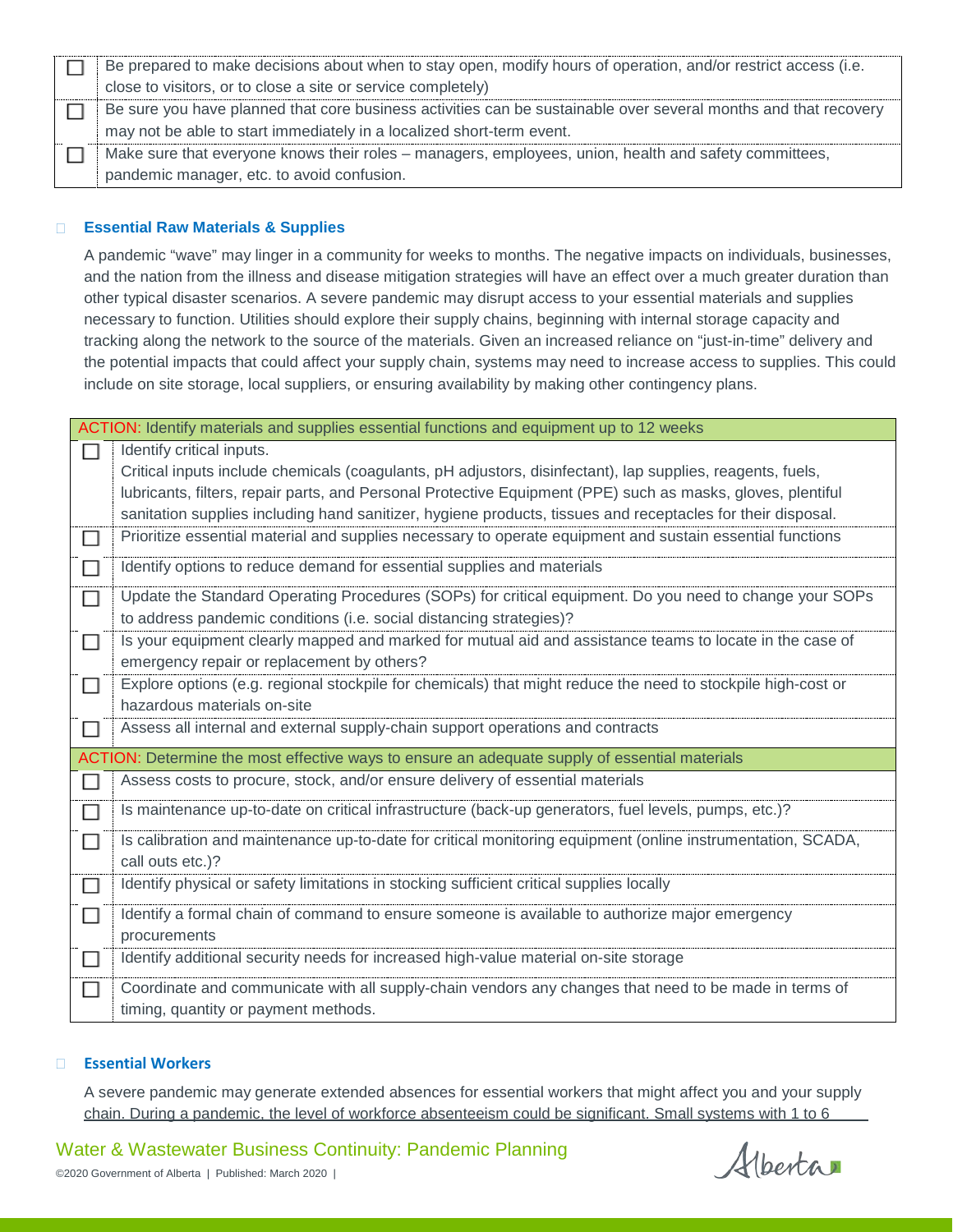| ☐ | Be prepared to make decisions about when to stay open, modify hours of operation, and/or restrict access (i.e. close to visitors, or to close a site or service completely) |
|---|---|
| ☐ | Be sure you have planned that core business activities can be sustainable over several months and that recovery may not be able to start immediately in a localized short-term event. |
| ☐ | Make sure that everyone knows their roles – managers, employees, union, health and safety committees, pandemic manager, etc. to avoid confusion. |

### ☐ Essential Raw Materials & Supplies

A pandemic "wave" may linger in a community for weeks to months. The negative impacts on individuals, businesses, and the nation from the illness and disease mitigation strategies will have an effect over a much greater duration than other typical disaster scenarios. A severe pandemic may disrupt access to your essential materials and supplies necessary to function. Utilities should explore their supply chains, beginning with internal storage capacity and tracking along the network to the source of the materials. Given an increased reliance on "just-in-time" delivery and the potential impacts that could affect your supply chain, systems may need to increase access to supplies. This could include on site storage, local suppliers, or ensuring availability by making other contingency plans.

| ACTION: Identify materials and supplies essential functions and equipment up to 12 weeks | |
|---|---|
| ☐ | Identify critical inputs.<br>Critical inputs include chemicals (coagulants, pH adjustors, disinfectant), lap supplies, reagents, fuels, lubricants, filters, repair parts, and Personal Protective Equipment (PPE) such as masks, gloves, plentiful sanitation supplies including hand sanitizer, hygiene products, tissues and receptacles for their disposal. |
| ☐ | Prioritize essential material and supplies necessary to operate equipment and sustain essential functions |
| ☐ | Identify options to reduce demand for essential supplies and materials |
| ☐ | Update the Standard Operating Procedures (SOPs) for critical equipment. Do you need to change your SOPs to address pandemic conditions (i.e. social distancing strategies)? |
| ☐ | Is your equipment clearly mapped and marked for mutual aid and assistance teams to locate in the case of emergency repair or replacement by others? |
| ☐ | Explore options (e.g. regional stockpile for chemicals) that might reduce the need to stockpile high-cost or hazardous materials on-site |
| ☐ | Assess all internal and external supply-chain support operations and contracts |
| **ACTION: Determine the most effective ways to ensure an adequate supply of essential materials** | |
| ☐ | Assess costs to procure, stock, and/or ensure delivery of essential materials |
| ☐ | Is maintenance up-to-date on critical infrastructure (back-up generators, fuel levels, pumps, etc.)? |
| ☐ | Is calibration and maintenance up-to-date for critical monitoring equipment (online instrumentation, SCADA, call outs etc.)? |
| ☐ | Identify physical or safety limitations in stocking sufficient critical supplies locally |
| ☐ | Identify a formal chain of command to ensure someone is available to authorize major emergency procurements |
| ☐ | Identify additional security needs for increased high-value material on-site storage |
| ☐ | Coordinate and communicate with all supply-chain vendors any changes that need to be made in terms of timing, quantity or payment methods. |

### ☐ Essential Workers

A severe pandemic may generate extended absences for essential workers that might affect you and your supply chain. During a pandemic, the level of workforce absenteeism could be significant. Small systems with 1 to 6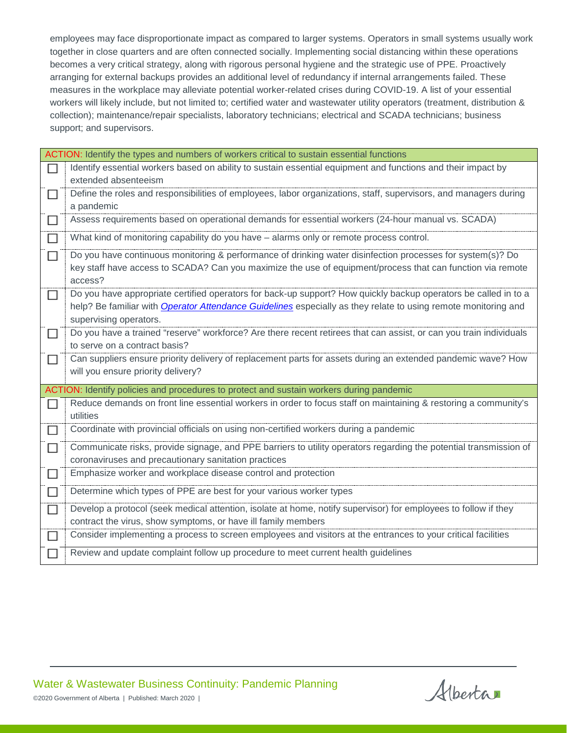employees may face disproportionate impact as compared to larger systems. Operators in small systems usually work together in close quarters and are often connected socially. Implementing social distancing within these operations becomes a very critical strategy, along with rigorous personal hygiene and the strategic use of PPE. Proactively arranging for external backups provides an additional level of redundancy if internal arrangements failed. These measures in the workplace may alleviate potential worker-related crises during COVID-19. A list of your essential workers will likely include, but not limited to; certified water and wastewater utility operators (treatment, distribution & collection); maintenance/repair specialists, laboratory technicians; electrical and SCADA technicians; business support; and supervisors.

| ACTION: Identify the types and numbers of workers critical to sustain essential functions | |
|---|---|
| ☐ | Identify essential workers based on ability to sustain essential equipment and functions and their impact by extended absenteeism |
| ☐ | Define the roles and responsibilities of employees, labor organizations, staff, supervisors, and managers during a pandemic |
| ☐ | Assess requirements based on operational demands for essential workers (24-hour manual vs. SCADA) |
| ☐ | What kind of monitoring capability do you have – alarms only or remote process control. |
| ☐ | Do you have continuous monitoring & performance of drinking water disinfection processes for system(s)? Do key staff have access to SCADA? Can you maximize the use of equipment/process that can function via remote access? |
| ☐ | Do you have appropriate certified operators for back-up support? How quickly backup operators be called in to a help? Be familiar with *Operator Attendance Guidelines* especially as they relate to using remote monitoring and supervising operators. |
| ☐ | Do you have a trained "reserve" workforce? Are there recent retirees that can assist, or can you train individuals to serve on a contract basis? |
| ☐ | Can suppliers ensure priority delivery of replacement parts for assets during an extended pandemic wave? How will you ensure priority delivery? |
| **ACTION: Identify policies and procedures to protect and sustain workers during pandemic** | |
| ☐ | Reduce demands on front line essential workers in order to focus staff on maintaining & restoring a community's utilities |
| ☐ | Coordinate with provincial officials on using non-certified workers during a pandemic |
| ☐ | Communicate risks, provide signage, and PPE barriers to utility operators regarding the potential transmission of coronaviruses and precautionary sanitation practices |
| ☐ | Emphasize worker and workplace disease control and protection |
| ☐ | Determine which types of PPE are best for your various worker types |
| ☐ | Develop a protocol (seek medical attention, isolate at home, notify supervisor) for employees to follow if they contract the virus, show symptoms, or have ill family members |
| ☐ | Consider implementing a process to screen employees and visitors at the entrances to your critical facilities |
| ☐ | Review and update complaint follow up procedure to meet current health guidelines |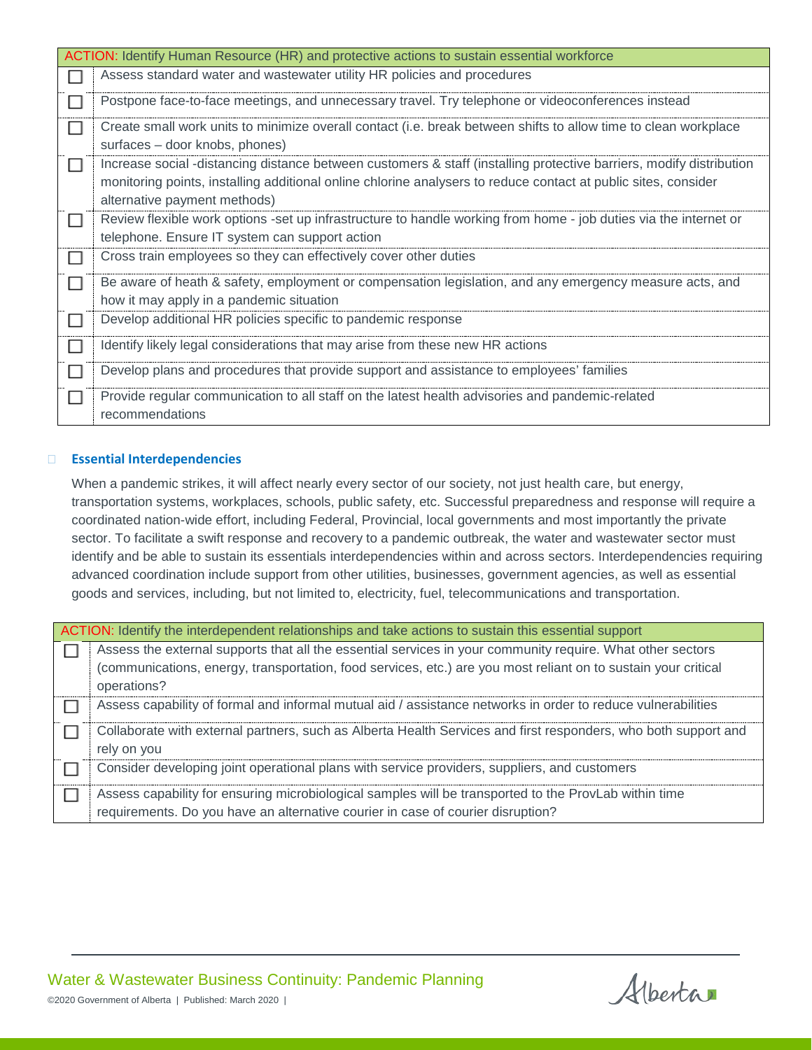| ACTION: Identify Human Resource (HR) and protective actions to sustain essential workforce | |
|---|---|
| ☐ | Assess standard water and wastewater utility HR policies and procedures |
| ☐ | Postpone face-to-face meetings, and unnecessary travel. Try telephone or videoconferences instead |
| ☐ | Create small work units to minimize overall contact (i.e. break between shifts to allow time to clean workplace surfaces – door knobs, phones) |
| ☐ | Increase social -distancing distance between customers & staff (installing protective barriers, modify distribution monitoring points, installing additional online chlorine analysers to reduce contact at public sites, consider alternative payment methods) |
| ☐ | Review flexible work options -set up infrastructure to handle working from home - job duties via the internet or telephone. Ensure IT system can support action |
| ☐ | Cross train employees so they can effectively cover other duties |
| ☐ | Be aware of heath & safety, employment or compensation legislation, and any emergency measure acts, and how it may apply in a pandemic situation |
| ☐ | Develop additional HR policies specific to pandemic response |
| ☐ | Identify likely legal considerations that may arise from these new HR actions |
| ☐ | Develop plans and procedures that provide support and assistance to employees' families |
| ☐ | Provide regular communication to all staff on the latest health advisories and pandemic-related recommendations |

### Essential Interdependencies

When a pandemic strikes, it will affect nearly every sector of our society, not just health care, but energy, transportation systems, workplaces, schools, public safety, etc. Successful preparedness and response will require a coordinated nation-wide effort, including Federal, Provincial, local governments and most importantly the private sector. To facilitate a swift response and recovery to a pandemic outbreak, the water and wastewater sector must identify and be able to sustain its essentials interdependencies within and across sectors. Interdependencies requiring advanced coordination include support from other utilities, businesses, government agencies, as well as essential goods and services, including, but not limited to, electricity, fuel, telecommunications and transportation.

| ACTION: Identify the interdependent relationships and take actions to sustain this essential support | |
|---|---|
| ☐ | Assess the external supports that all the essential services in your community require. What other sectors (communications, energy, transportation, food services, etc.) are you most reliant on to sustain your critical operations? |
| ☐ | Assess capability of formal and informal mutual aid / assistance networks in order to reduce vulnerabilities |
| ☐ | Collaborate with external partners, such as Alberta Health Services and first responders, who both support and rely on you |
| ☐ | Consider developing joint operational plans with service providers, suppliers, and customers |
| ☐ | Assess capability for ensuring microbiological samples will be transported to the ProvLab within time requirements. Do you have an alternative courier in case of courier disruption? |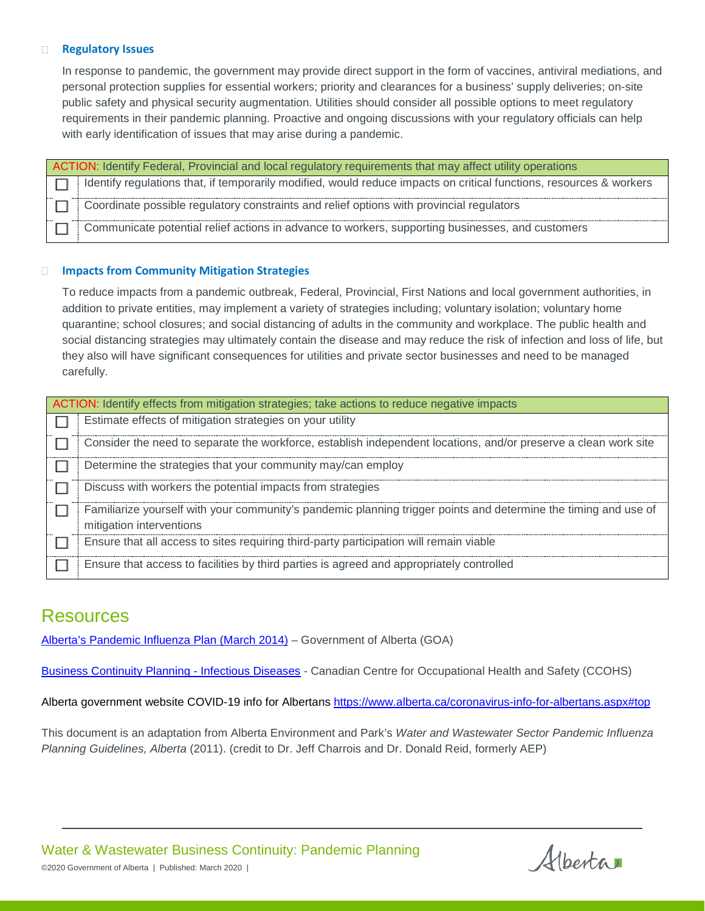### Regulatory Issues

In response to pandemic, the government may provide direct support in the form of vaccines, antiviral mediations, and personal protection supplies for essential workers; priority and clearances for a business' supply deliveries; on-site public safety and physical security augmentation. Utilities should consider all possible options to meet regulatory requirements in their pandemic planning. Proactive and ongoing discussions with your regulatory officials can help with early identification of issues that may arise during a pandemic.

| | ACTION: Identify Federal, Provincial and local regulatory requirements that may affect utility operations |
|---|---|
| ☐ | Identify regulations that, if temporarily modified, would reduce impacts on critical functions, resources & workers |
| ☐ | Coordinate possible regulatory constraints and relief options with provincial regulators |
| ☐ | Communicate potential relief actions in advance to workers, supporting businesses, and customers |

### Impacts from Community Mitigation Strategies

To reduce impacts from a pandemic outbreak, Federal, Provincial, First Nations and local government authorities, in addition to private entities, may implement a variety of strategies including; voluntary isolation; voluntary home quarantine; school closures; and social distancing of adults in the community and workplace. The public health and social distancing strategies may ultimately contain the disease and may reduce the risk of infection and loss of life, but they also will have significant consequences for utilities and private sector businesses and need to be managed carefully.

| | ACTION: Identify effects from mitigation strategies; take actions to reduce negative impacts |
|---|---|
| ☐ | Estimate effects of mitigation strategies on your utility |
| ☐ | Consider the need to separate the workforce, establish independent locations, and/or preserve a clean work site |
| ☐ | Determine the strategies that your community may/can employ |
| ☐ | Discuss with workers the potential impacts from strategies |
| ☐ | Familiarize yourself with your community's pandemic planning trigger points and determine the timing and use of mitigation interventions |
| ☐ | Ensure that all access to sites requiring third-party participation will remain viable |
| ☐ | Ensure that access to facilities by third parties is agreed and appropriately controlled |

## Resources

Alberta's Pandemic Influenza Plan (March 2014) – Government of Alberta (GOA)

Business Continuity Planning - Infectious Diseases - Canadian Centre for Occupational Health and Safety (CCOHS)

Alberta government website COVID-19 info for Albertans https://www.alberta.ca/coronavirus-info-for-albertans.aspx#top

This document is an adaptation from Alberta Environment and Park's *Water and Wastewater Sector Pandemic Influenza Planning Guidelines, Alberta* (2011). (credit to Dr. Jeff Charrois and Dr. Donald Reid, formerly AEP)